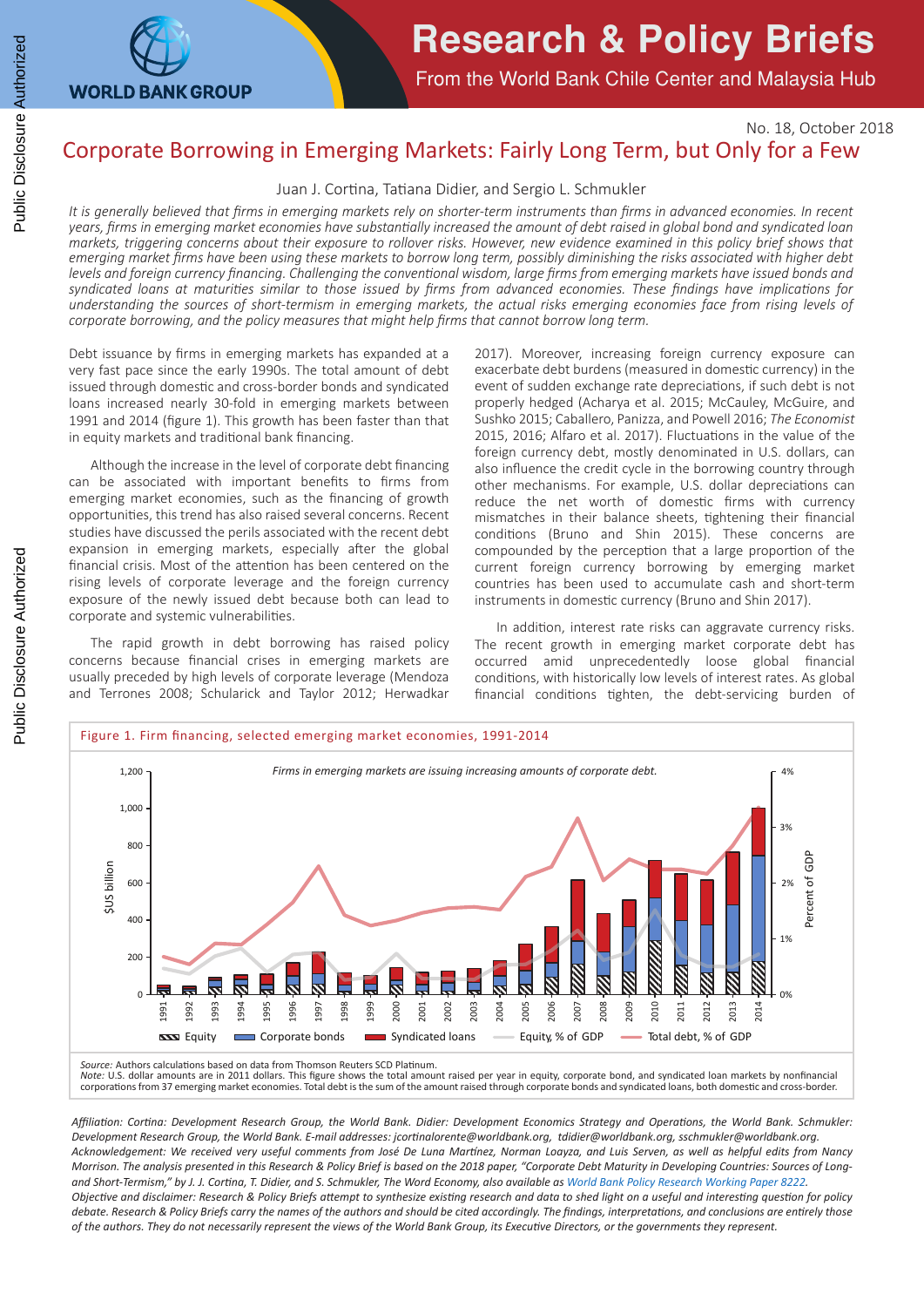# Research & Policy Briefs

From the World Bank Chile Center and Malaysia Hub

No. 18, October 2018

## Corporate Borrowing in Emerging Markets: Fairly Long Term, but Only for a Few

Juan J. Cortina, Tatiana Didier, and Sergio L. Schmukler

*It is generally believed that firms in emerging markets rely on shorter-term instruments than firms in advanced economies. In recent years, firms in emerging market economies have substantially increased the amount of debt raised in global bond and syndicated loan markets, triggering concerns about their exposure to rollover risks. However, new evidence examined in this policy brief shows that emerging market firms have been using these markets to borrow long term, possibly diminishing the risks associated with higher debt levels and foreign currency financing. Challenging the conventional wisdom, large firms from emerging markets have issued bonds and syndicated loans at maturities similar to those issued by firms from advanced economies. These findings have implications for understanding the sources of short-termism in emerging markets, the actual risks emerging economies face from rising levels of corporate borrowing, and the policy measures that might help firms that cannot borrow long term.*

Debt issuance by firms in emerging markets has expanded at a very fast pace since the early 1990s. The total amount of debt issued through domestic and cross-border bonds and syndicated loans increased nearly 30-fold in emerging markets between 1991 and 2014 (figure 1). This growth has been faster than that in equity markets and traditional bank financing.

Although the increase in the level of corporate debt financing can be associated with important benefits to firms from emerging market economies, such as the financing of growth opportunities, this trend has also raised several concerns. Recent studies have discussed the perils associated with the recent debt expansion in emerging markets, especially after the global financial crisis. Most of the attention has been centered on the rising levels of corporate leverage and the foreign currency exposure of the newly issued debt because both can lead to corporate and systemic vulnerabilities.

The rapid growth in debt borrowing has raised policy concerns because financial crises in emerging markets are usually preceded by high levels of corporate leverage (Mendoza and Terrones 2008; Schularick and Taylor 2012; Herwadkar 2017). Moreover, increasing foreign currency exposure can exacerbate debt burdens (measured in domestic currency) in the event of sudden exchange rate depreciations, if such debt is not properly hedged (Acharya et al. 2015; McCauley, McGuire, and Sushko 2015; Caballero, Panizza, and Powell 2016; *The Economist* 2015, 2016; Alfaro et al. 2017). Fluctuations in the value of the foreign currency debt, mostly denominated in U.S. dollars, can also influence the credit cycle in the borrowing country through other mechanisms. For example, U.S. dollar depreciations can reduce the net worth of domestic firms with currency mismatches in their balance sheets, tightening their financial conditions (Bruno and Shin 2015). These concerns are compounded by the perception that a large proportion of the current foreign currency borrowing by emerging market countries has been used to accumulate cash and short-term instruments in domestic currency (Bruno and Shin 2017).

In addition, interest rate risks can aggravate currency risks. The recent growth in emerging market corporate debt has occurred amid unprecedentedly loose global financial conditions, with historically low levels of interest rates. As global financial conditions tighten, the debt-servicing burden of

**Figure 1. Firm financing, selected emerging market economies, 1991-2014**

*Firms in emerging markets are issuing increasing amounts of corporate debt.*

$US billion: 0, 200, 400, 600, 800, 1,000, 1,200

Percent of GDP: 0%, 1%, 2%, 3%, 4%

1991, 1992, 1993, 1994, 1995, 1996, 1997, 1998, 1999, 2000, 2001, 2002, 2003, 2004, 2005, 2006, 2007, 2008, 2009, 2010, 2011, 2012, 2013, 2014

Equity | Corporate bonds | Syndicated loans | Equity, % of GDP | Total debt, % of GDP

*Source:* Authors calculations based on data from Thomson Reuters SCD Platinum.
*Note:* U.S. dollar amounts are in 2011 dollars. This figure shows the total amount raised per year in equity, corporate bond, and syndicated loan markets by nonfinancial corporations from 37 emerging market economies. Total debt is the sum of the amount raised through corporate bonds and syndicated loans, both domestic and cross-border.

*Affiliation: Cortina: Development Research Group, the World Bank. Didier: Development Economics Strategy and Operations, the World Bank. Schmukler: Development Research Group, the World Bank. E-mail addresses: jcortinalorente@worldbank.org, tdidier@worldbank.org, sschmukler@worldbank.org.*
*Acknowledgement: We received very useful comments from José De Luna Martínez, Norman Loayza, and Luis Serven, as well as helpful edits from Nancy Morrison. The analysis presented in this Research & Policy Brief is based on the 2018 paper, "Corporate Debt Maturity in Developing Countries: Sources of Long- and Short-Termism," by J. J. Cortina, T. Didier, and S. Schmukler, The Word Economy, also available as World Bank Policy Research Working Paper 8222.*
*Objective and disclaimer: Research & Policy Briefs attempt to synthesize existing research and data to shed light on a useful and interesting question for policy debate. Research & Policy Briefs carry the names of the authors and should be cited accordingly. The findings, interpretations, and conclusions are entirely those of the authors. They do not necessarily represent the views of the World Bank Group, its Executive Directors, or the governments they represent.*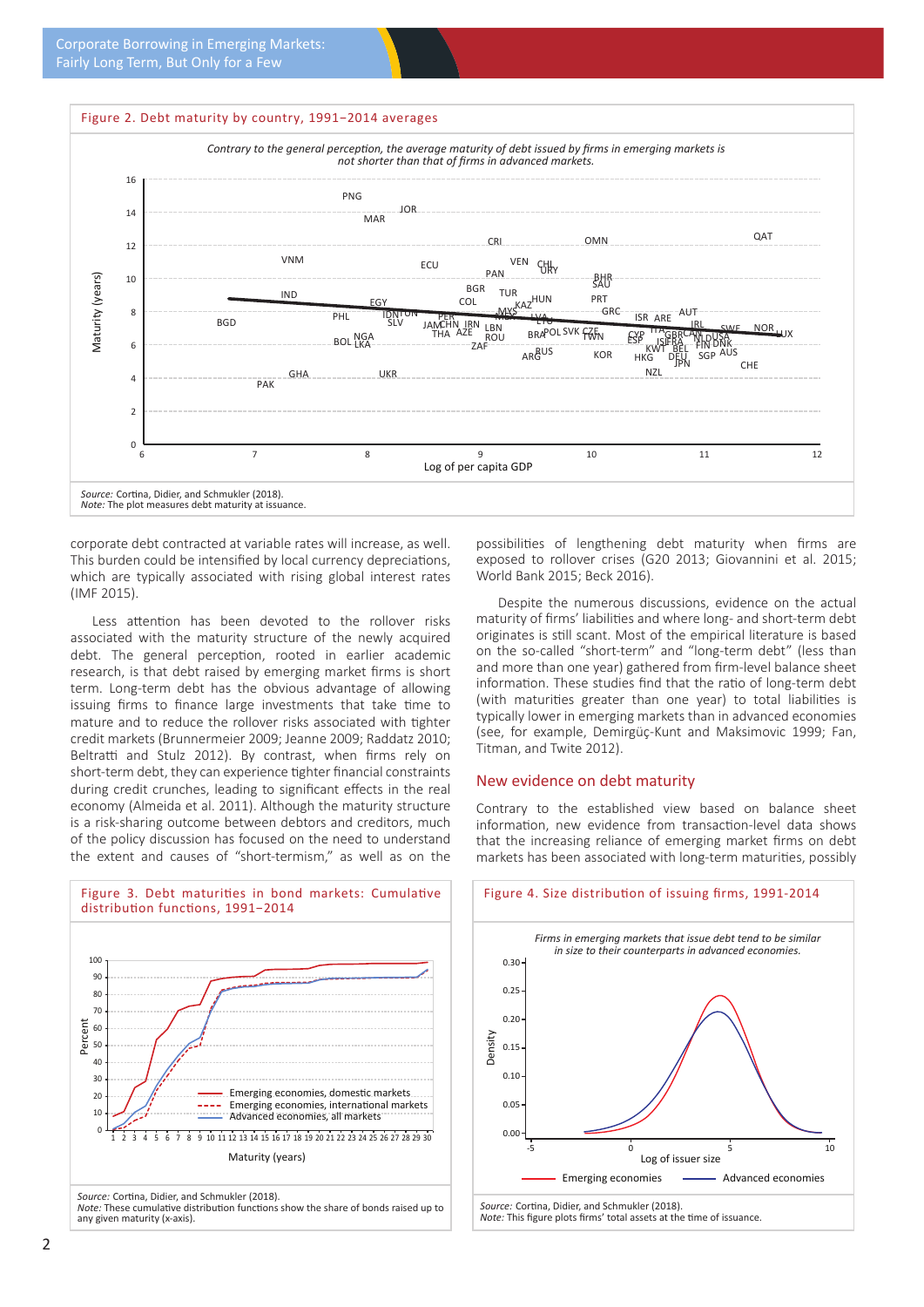Figure 2. Debt maturity by country, 1991–2014 averages

*Contrary to the general perception, the average maturity of debt issued by firms in emerging markets is not shorter than that of firms in advanced markets.*

Maturity (years)

16
14
12
10
8
6
4
2
0

6
7
8
9
10
11
12

Log of per capita GDP

PNG
JOR
MAR
CRI
OMN
QAT
VNM
ECU
VEN
CHL
URY
PAN
BHR
SAU
IND
BGR
TUR
COL
EGY
HUN
PRT
KAZ
MYS
MEX
GRC
PHL
IDN
TUN
SLV
PER
LVA
LTU
ISR
ARE
AUT
BGD
JAM
CHN
IRN
LBN
THA
AZE
ROU
IRL
ITA
GBR
CAN
SWE
NOR
LUX
BRA
POL
SVK
CZE
TWN
CYP
ESP
ISL
FRA
NLD
USA
BOL
NGA
LKA
ZAF
KWT
BEL
FIN
DNK
ARG
RUS
KOR
HKG
DEU
JPN
SGP
AUS
CHE
NZL
GHA
UKR
PAK

*Source:* Cortina, Didier, and Schmukler (2018).
*Note:* The plot measures debt maturity at issuance.

corporate debt contracted at variable rates will increase, as well. This burden could be intensified by local currency depreciations, which are typically associated with rising global interest rates (IMF 2015).

Less attention has been devoted to the rollover risks associated with the maturity structure of the newly acquired debt. The general perception, rooted in earlier academic research, is that debt raised by emerging market firms is short term. Long-term debt has the obvious advantage of allowing issuing firms to finance large investments that take time to mature and to reduce the rollover risks associated with tighter credit markets (Brunnermeier 2009; Jeanne 2009; Raddatz 2010; Beltratti and Stulz 2012). By contrast, when firms rely on short-term debt, they can experience tighter financial constraints during credit crunches, leading to significant effects in the real economy (Almeida et al. 2011). Although the maturity structure is a risk-sharing outcome between debtors and creditors, much of the policy discussion has focused on the need to understand the extent and causes of "short-termism," as well as on the possibilities of lengthening debt maturity when firms are exposed to rollover crises (G20 2013; Giovannini et al. 2015; World Bank 2015; Beck 2016).

Despite the numerous discussions, evidence on the actual maturity of firms' liabilities and where long- and short-term debt originates is still scant. Most of the empirical literature is based on the so-called "short-term" and "long-term debt" (less than and more than one year) gathered from firm-level balance sheet information. These studies find that the ratio of long-term debt (with maturities greater than one year) to total liabilities is typically lower in emerging markets than in advanced economies (see, for example, Demirgüç-Kunt and Maksimovic 1999; Fan, Titman, and Twite 2012).

## New evidence on debt maturity

Contrary to the established view based on balance sheet information, new evidence from transaction-level data shows that the increasing reliance of emerging market firms on debt markets has been associated with long-term maturities, possibly

Figure 3. Debt maturities in bond markets: Cumulative distribution functions, 1991–2014

Percent

100
90
80
70
60
50
40
30
20
10
0

1 2 3 4 5 6 7 8 9 10 11 12 13 14 15 16 17 18 19 20 21 22 23 24 25 26 27 28 29 30

Maturity (years)

Emerging economies, domestic markets
Emerging economies, international markets
Advanced economies, all markets

*Source:* Cortina, Didier, and Schmukler (2018).
*Note:* These cumulative distribution functions show the share of bonds raised up to any given maturity (x-axis).

Figure 4. Size distribution of issuing firms, 1991-2014

*Firms in emerging markets that issue debt tend to be similar in size to their counterparts in advanced economies.*

Density

0.30
0.25
0.20
0.15
0.10
0.05
0.00

-5
0
5
10

Log of issuer size

Emerging economies
Advanced economies

*Source:* Cortina, Didier, and Schmukler (2018).
*Note:* This figure plots firms' total assets at the time of issuance.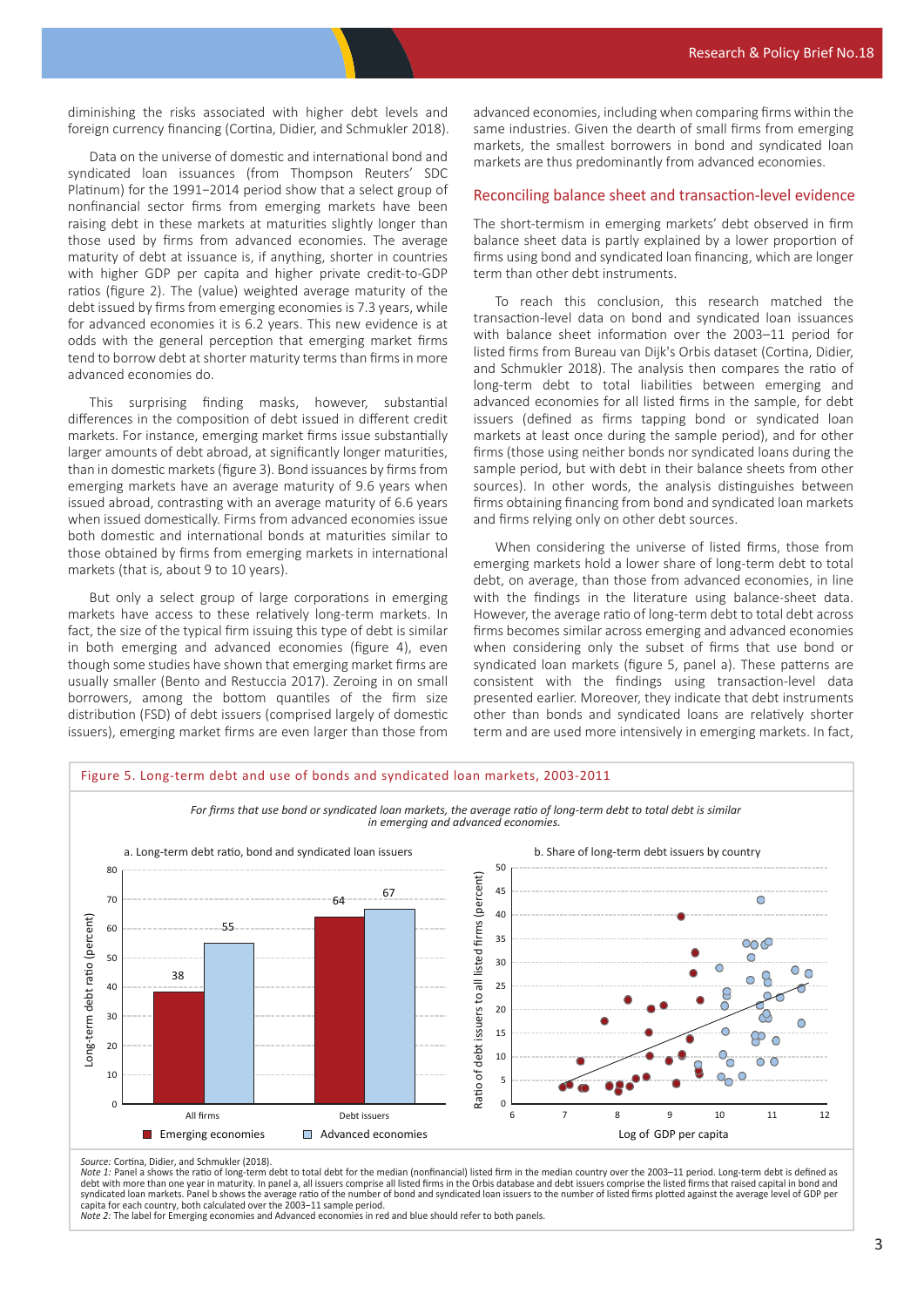diminishing the risks associated with higher debt levels and foreign currency financing (Cortina, Didier, and Schmukler 2018).

Data on the universe of domestic and international bond and syndicated loan issuances (from Thompson Reuters' SDC Platinum) for the 1991–2014 period show that a select group of nonfinancial sector firms from emerging markets have been raising debt in these markets at maturities slightly longer than those used by firms from advanced economies. The average maturity of debt at issuance is, if anything, shorter in countries with higher GDP per capita and higher private credit-to-GDP ratios (figure 2). The (value) weighted average maturity of the debt issued by firms from emerging economies is 7.3 years, while for advanced economies it is 6.2 years. This new evidence is at odds with the general perception that emerging market firms tend to borrow debt at shorter maturity terms than firms in more advanced economies do.

This surprising finding masks, however, substantial differences in the composition of debt issued in different credit markets. For instance, emerging market firms issue substantially larger amounts of debt abroad, at significantly longer maturities, than in domestic markets (figure 3). Bond issuances by firms from emerging markets have an average maturity of 9.6 years when issued abroad, contrasting with an average maturity of 6.6 years when issued domestically. Firms from advanced economies issue both domestic and international bonds at maturities similar to those obtained by firms from emerging markets in international markets (that is, about 9 to 10 years).

But only a select group of large corporations in emerging markets have access to these relatively long-term markets. In fact, the size of the typical firm issuing this type of debt is similar in both emerging and advanced economies (figure 4), even though some studies have shown that emerging market firms are usually smaller (Bento and Restuccia 2017). Zeroing in on small borrowers, among the bottom quantiles of the firm size distribution (FSD) of debt issuers (comprised largely of domestic issuers), emerging market firms are even larger than those from advanced economies, including when comparing firms within the same industries. Given the dearth of small firms from emerging markets, the smallest borrowers in bond and syndicated loan markets are thus predominantly from advanced economies.

## Reconciling balance sheet and transaction-level evidence

The short-termism in emerging markets' debt observed in firm balance sheet data is partly explained by a lower proportion of firms using bond and syndicated loan financing, which are longer term than other debt instruments.

To reach this conclusion, this research matched the transaction-level data on bond and syndicated loan issuances with balance sheet information over the 2003–11 period for listed firms from Bureau van Dijk's Orbis dataset (Cortina, Didier, and Schmukler 2018). The analysis then compares the ratio of long-term debt to total liabilities between emerging and advanced economies for all listed firms in the sample, for debt issuers (defined as firms tapping bond or syndicated loan markets at least once during the sample period), and for other firms (those using neither bonds nor syndicated loans during the sample period, but with debt in their balance sheets from other sources). In other words, the analysis distinguishes between firms obtaining financing from bond and syndicated loan markets and firms relying only on other debt sources.

When considering the universe of listed firms, those from emerging markets hold a lower share of long-term debt to total debt, on average, than those from advanced economies, in line with the findings in the literature using balance-sheet data. However, the average ratio of long-term debt to total debt across firms becomes similar across emerging and advanced economies when considering only the subset of firms that use bond or syndicated loan markets (figure 5, panel a). These patterns are consistent with the findings using transaction-level data presented earlier. Moreover, they indicate that debt instruments other than bonds and syndicated loans are relatively shorter term and are used more intensively in emerging markets. In fact,

Figure 5. Long-term debt and use of bonds and syndicated loan markets, 2003-2011

*For firms that use bond or syndicated loan markets, the average ratio of long-term debt to total debt is similar in emerging and advanced economies.*

a. Long-term debt ratio, bond and syndicated loan issuers

Long-term debt ratio (percent)
0
10
20
30
40
50
60
70
80
38
55
64
67
All firms
Debt issuers
Emerging economies
Advanced economies

b. Share of long-term debt issuers by country

Ratio of debt issuers to all listed firms (percent)
0
5
10
15
20
25
30
35
40
45
50
6
7
8
9
10
11
12
Log of GDP per capita

*Source:* Cortina, Didier, and Schmukler (2018).
*Note 1:* Panel a shows the ratio of long-term debt to total debt for the median (nonfinancial) listed firm in the median country over the 2003–11 period. Long-term debt is defined as debt with more than one year in maturity. In panel a, all issuers comprise all listed firms in the Orbis database and debt issuers comprise the listed firms that raised capital in bond and syndicated loan markets. Panel b shows the average ratio of the number of bond and syndicated loan issuers to the number of listed firms plotted against the average level of GDP per capita for each country, both calculated over the 2003–11 sample period.
*Note 2:* The label for Emerging economies and Advanced economies in red and blue should refer to both panels.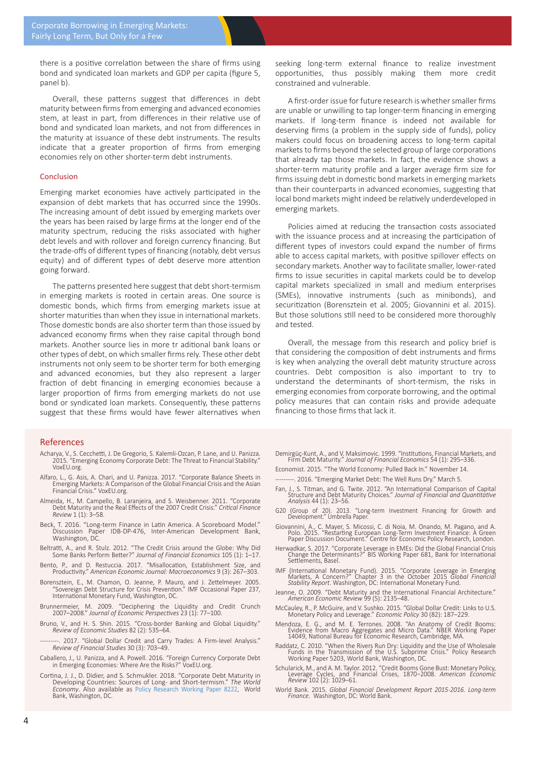there is a positive correlation between the share of firms using bond and syndicated loan markets and GDP per capita (figure 5, panel b).

Overall, these patterns suggest that differences in debt maturity between firms from emerging and advanced economies stem, at least in part, from differences in their relative use of bond and syndicated loan markets, and not from differences in the maturity at issuance of these debt instruments. The results indicate that a greater proportion of firms from emerging economies rely on other shorter-term debt instruments.

## Conclusion

Emerging market economies have actively participated in the expansion of debt markets that has occurred since the 1990s. The increasing amount of debt issued by emerging markets over the years has been raised by large firms at the longer end of the maturity spectrum, reducing the risks associated with higher debt levels and with rollover and foreign currency financing. But the trade-offs of different types of financing (notably, debt versus equity) and of different types of debt deserve more attention going forward.

The patterns presented here suggest that debt short-termism in emerging markets is rooted in certain areas. One source is domestic bonds, which firms from emerging markets issue at shorter maturities than when they issue in international markets. Those domestic bonds are also shorter term than those issued by advanced economy firms when they raise capital through bond markets. Another source lies in more tr aditional bank loans or other types of debt, on which smaller firms rely. These other debt instruments not only seem to be shorter term for both emerging and advanced economies, but they also represent a larger fraction of debt financing in emerging economies because a larger proportion of firms from emerging markets do not use bond or syndicated loan markets. Consequently, these patterns suggest that these firms would have fewer alternatives when seeking long-term external finance to realize investment opportunities, thus possibly making them more credit constrained and vulnerable.

A first-order issue for future research is whether smaller firms are unable or unwilling to tap longer-term financing in emerging markets. If long-term finance is indeed not available for deserving firms (a problem in the supply side of funds), policy makers could focus on broadening access to long-term capital markets to firms beyond the selected group of large corporations that already tap those markets. In fact, the evidence shows a shorter-term maturity profile and a larger average firm size for firms issuing debt in domestic bond markets in emerging markets than their counterparts in advanced economies, suggesting that local bond markets might indeed be relatively underdeveloped in emerging markets.

Policies aimed at reducing the transaction costs associated with the issuance process and at increasing the participation of different types of investors could expand the number of firms able to access capital markets, with positive spillover effects on secondary markets. Another way to facilitate smaller, lower-rated firms to issue securities in capital markets could be to develop capital markets specialized in small and medium enterprises (SMEs), innovative instruments (such as minibonds), and securitization (Borensztein et al. 2005; Giovannini et al. 2015). But those solutions still need to be considered more thoroughly and tested.

Overall, the message from this research and policy brief is that considering the composition of debt instruments and firms is key when analyzing the overall debt maturity structure across countries. Debt composition is also important to try to understand the determinants of short-termism, the risks in emerging economies from corporate borrowing, and the optimal policy measures that can contain risks and provide adequate financing to those firms that lack it.

## References

Acharya, V., S. Cecchetti, J. De Gregorio, S. Kalemli-Ozcan, P. Lane, and U. Panizza. 2015. "Emerging Economy Corporate Debt: The Threat to Financial Stability." VoxEU.org.

Alfaro, L., G. Asis, A. Chari, and U. Panizza. 2017. "Corporate Balance Sheets in Emerging Markets: A Comparison of the Global Financial Crisis and the Asian Financial Crisis." VoxEU.org.

Almeida, H., M. Campello, B. Laranjeira, and S. Weisbenner. 2011. "Corporate Debt Maturity and the Real Effects of the 2007 Credit Crisis." *Critical Finance Review* 1 (1): 3–58.

Beck, T. 2016. "Long-term Finance in Latin America. A Scoreboard Model." Discussion Paper IDB-DP-476, Inter-American Development Bank, Washington, DC.

Beltratti, A., and R. Stulz. 2012. "The Credit Crisis around the Globe: Why Did Some Banks Perform Better?" *Journal of Financial Economics* 105 (1): 1–17.

Bento, P., and D. Restuccia. 2017. "Misallocation, Establishment Size, and Productivity." *American Economic Journal: Macroeconomics* 9 (3): 267–303.

Borensztein, E., M. Chamon, O. Jeanne, P. Mauro, and J. Zettelmeyer. 2005. "Sovereign Debt Structure for Crisis Prevention." IMF Occasional Paper 237, International Monetary Fund, Washington, DC.

Brunnermeier, M. 2009. "Deciphering the Liquidity and Credit Crunch 2007–2008." *Journal of Economic Perspectives* 23 (1): 77–100.

Bruno, V., and H. S. Shin. 2015. "Cross-border Banking and Global Liquidity." *Review of Economic Studies* 82 (2): 535–64.

---------. 2017. "Global Dollar Credit and Carry Trades: A Firm-level Analysis." *Review of Financial Studies* 30 (3): 703–49.

Caballero, J., U. Panizza, and A. Powell. 2016. "Foreign Currency Corporate Debt in Emerging Economies: Where Are the Risks?" VoxEU.org.

Cortina, J. J., D. Didier, and S. Schmukler. 2018. "Corporate Debt Maturity in Developing Countries: Sources of Long- and Short-termism." *The World Economy*. Also available as Policy Research Working Paper 8222, World Bank, Washington, DC.

Demirgüç-Kunt, A., and V. Maksimovic. 1999. "Institutions, Financial Markets, and Firm Debt Maturity." *Journal of Financial Economics* 54 (1): 295–336.

Economist. 2015. "The World Economy: Pulled Back In." November 14.

---------. 2016. "Emerging Market Debt: The Well Runs Dry." March 5.

Fan, J., S. Titman, and G. Twite. 2012. "An International Comparison of Capital Structure and Debt Maturity Choices." *Journal of Financial and Quantitative Analysis* 44 (1): 23–56.

G20 (Group of 20). 2013. "Long-term Investment Financing for Growth and Development." Umbrella Paper.

Giovannini, A., C. Mayer, S. Micossi, C. di Noia, M. Onando, M. Pagano, and A. Polo. 2015. "Restarting European Long-Term Investment Finance: A Green Paper Discussion Document." Centre for Economic Policy Research, London.

Herwadkar, S. 2017. "Corporate Leverage in EMEs: Did the Global Financial Crisis Change the Determinants?" BIS Working Paper 681, Bank for International Settlements, Basel.

IMF (International Monetary Fund). 2015. "Corporate Leverage in Emerging Markets, A Concern?" Chapter 3 in the October 2015 *Global Financial Stability Report*. Washington, DC: International Monetary Fund.

Jeanne, O. 2009. "Debt Maturity and the International Financial Architecture." *American Economic Review* 99 (5): 2135–48.

McCauley, R., P. McGuire, and V. Sushko. 2015. "Global Dollar Credit: Links to U.S. Monetary Policy and Leverage." *Economic Policy* 30 (82): 187–229.

Mendoza, E. G., and M. E. Terrones. 2008. "An Anatomy of Credit Booms: Evidence from Macro Aggregates and Micro Data." NBER Working Paper 14049, National Bureau for Economic Research, Cambridge, MA.

Raddatz, C. 2010. "When the Rivers Run Dry: Liquidity and the Use of Wholesale Funds in the Transmission of the U.S. Subprime Crisis." Policy Research Working Paper 5203, World Bank, Washington, DC.

Schularick, M., and A. M. Taylor. 2012. "Credit Booms Gone Bust: Monetary Policy, Leverage Cycles, and Financial Crises, 1870–2008." *American Economic Review* 102 (2): 1029–61.

World Bank. 2015. *Global Financial Development Report 2015-2016. Long-term Finance*. Washington, DC: World Bank.